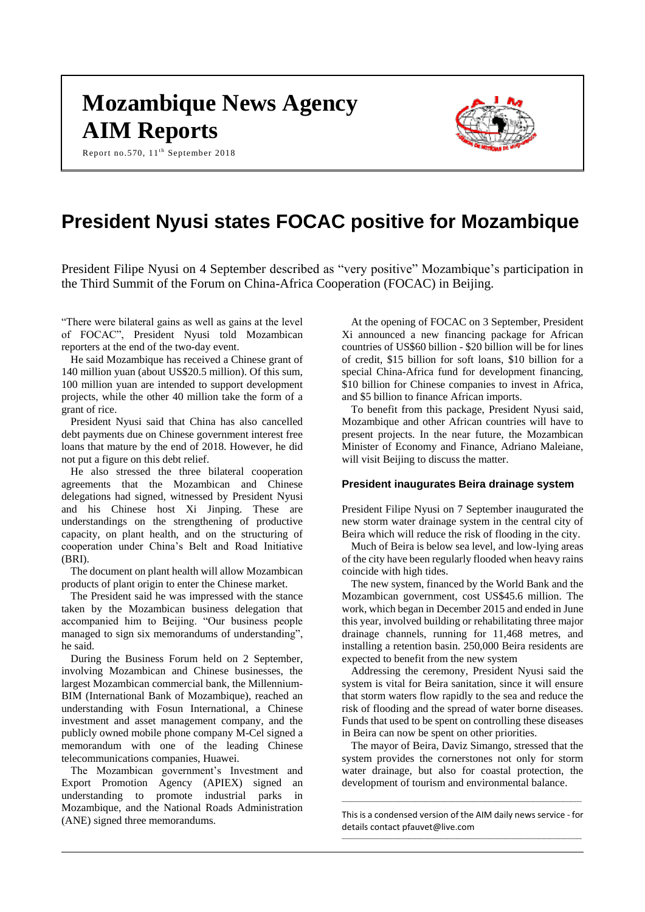# Mozambique News Agency

# AIM Reports

Report no.570, 11th September 2018

# President Nyusi states FOCAC positive for Mozambique

President Filipe Nyusi on 4 September described as "very positive" Mozambique's participation in the Third Summit of the Forum on China-Africa Cooperation (FOCAC) in Beijing.

"There were bilateral gains as well as gains at the level of FOCAC", President Nyusi told Mozambican reporters at the end of the two-day event.

He said Mozambique has received a Chinese grant of 140 million yuan (about US$20.5 million). Of this sum, 100 million yuan are intended to support development projects, while the other 40 million take the form of a grant of rice.

President Nyusi said that China has also cancelled debt payments due on Chinese government interest free loans that mature by the end of 2018. However, he did not put a figure on this debt relief.

He also stressed the three bilateral cooperation agreements that the Mozambican and Chinese delegations had signed, witnessed by President Nyusi and his Chinese host Xi Jinping. These are understandings on the strengthening of productive capacity, on plant health, and on the structuring of cooperation under China's Belt and Road Initiative (BRI).

The document on plant health will allow Mozambican products of plant origin to enter the Chinese market.

The President said he was impressed with the stance taken by the Mozambican business delegation that accompanied him to Beijing. "Our business people managed to sign six memorandums of understanding", he said.

During the Business Forum held on 2 September, involving Mozambican and Chinese businesses, the largest Mozambican commercial bank, the Millennium-BIM (International Bank of Mozambique), reached an understanding with Fosun International, a Chinese investment and asset management company, and the publicly owned mobile phone company M-Cel signed a memorandum with one of the leading Chinese telecommunications companies, Huawei.

The Mozambican government's Investment and Export Promotion Agency (APIEX) signed an understanding to promote industrial parks in Mozambique, and the National Roads Administration (ANE) signed three memorandums.

At the opening of FOCAC on 3 September, President Xi announced a new financing package for African countries of US$60 billion - $20 billion will be for lines of credit, $15 billion for soft loans, $10 billion for a special China-Africa fund for development financing, $10 billion for Chinese companies to invest in Africa, and $5 billion to finance African imports.

To benefit from this package, President Nyusi said, Mozambique and other African countries will have to present projects. In the near future, the Mozambican Minister of Economy and Finance, Adriano Maleiane, will visit Beijing to discuss the matter.

### President inaugurates Beira drainage system

President Filipe Nyusi on 7 September inaugurated the new storm water drainage system in the central city of Beira which will reduce the risk of flooding in the city.

Much of Beira is below sea level, and low-lying areas of the city have been regularly flooded when heavy rains coincide with high tides.

The new system, financed by the World Bank and the Mozambican government, cost US$45.6 million. The work, which began in December 2015 and ended in June this year, involved building or rehabilitating three major drainage channels, running for 11,468 metres, and installing a retention basin. 250,000 Beira residents are expected to benefit from the new system

Addressing the ceremony, President Nyusi said the system is vital for Beira sanitation, since it will ensure that storm waters flow rapidly to the sea and reduce the risk of flooding and the spread of water borne diseases. Funds that used to be spent on controlling these diseases in Beira can now be spent on other priorities.

The mayor of Beira, Daviz Simango, stressed that the system provides the cornerstones not only for storm water drainage, but also for coastal protection, the development of tourism and environmental balance.

---

This is a condensed version of the AIM daily news service - for details contact pfauvet@live.com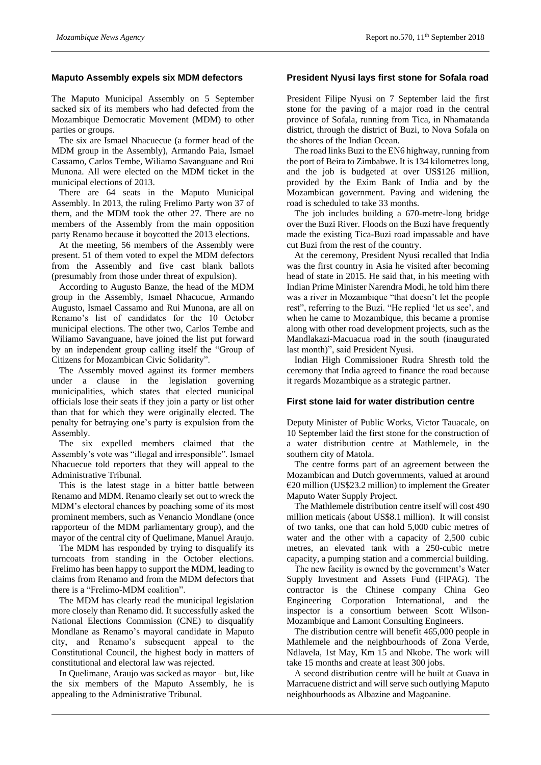## Maputo Assembly expels six MDM defectors

The Maputo Municipal Assembly on 5 September sacked six of its members who had defected from the Mozambique Democratic Movement (MDM) to other parties or groups.

The six are Ismael Nhacuecue (a former head of the MDM group in the Assembly), Armando Paia, Ismael Cassamo, Carlos Tembe, Wiliamo Savanguane and Rui Munona. All were elected on the MDM ticket in the municipal elections of 2013.

There are 64 seats in the Maputo Municipal Assembly. In 2013, the ruling Frelimo Party won 37 of them, and the MDM took the other 27. There are no members of the Assembly from the main opposition party Renamo because it boycotted the 2013 elections.

At the meeting, 56 members of the Assembly were present. 51 of them voted to expel the MDM defectors from the Assembly and five cast blank ballots (presumably from those under threat of expulsion).

According to Augusto Banze, the head of the MDM group in the Assembly, Ismael Nhacucue, Armando Augusto, Ismael Cassamo and Rui Munona, are all on Renamo's list of candidates for the 10 October municipal elections. The other two, Carlos Tembe and Wiliamo Savanguane, have joined the list put forward by an independent group calling itself the "Group of Citizens for Mozambican Civic Solidarity".

The Assembly moved against its former members under a clause in the legislation governing municipalities, which states that elected municipal officials lose their seats if they join a party or list other than that for which they were originally elected. The penalty for betraying one's party is expulsion from the Assembly.

The six expelled members claimed that the Assembly's vote was "illegal and irresponsible". Ismael Nhacuecue told reporters that they will appeal to the Administrative Tribunal.

This is the latest stage in a bitter battle between Renamo and MDM. Renamo clearly set out to wreck the MDM's electoral chances by poaching some of its most prominent members, such as Venancio Mondlane (once rapporteur of the MDM parliamentary group), and the mayor of the central city of Quelimane, Manuel Araujo.

The MDM has responded by trying to disqualify its turncoats from standing in the October elections. Frelimo has been happy to support the MDM, leading to claims from Renamo and from the MDM defectors that there is a "Frelimo-MDM coalition".

The MDM has clearly read the municipal legislation more closely than Renamo did. It successfully asked the National Elections Commission (CNE) to disqualify Mondlane as Renamo's mayoral candidate in Maputo city, and Renamo's subsequent appeal to the Constitutional Council, the highest body in matters of constitutional and electoral law was rejected.

In Quelimane, Araujo was sacked as mayor – but, like the six members of the Maputo Assembly, he is appealing to the Administrative Tribunal.

## President Nyusi lays first stone for Sofala road

President Filipe Nyusi on 7 September laid the first stone for the paving of a major road in the central province of Sofala, running from Tica, in Nhamatanda district, through the district of Buzi, to Nova Sofala on the shores of the Indian Ocean.

The road links Buzi to the EN6 highway, running from the port of Beira to Zimbabwe. It is 134 kilometres long, and the job is budgeted at over US$126 million, provided by the Exim Bank of India and by the Mozambican government. Paving and widening the road is scheduled to take 33 months.

The job includes building a 670-metre-long bridge over the Buzi River. Floods on the Buzi have frequently made the existing Tica-Buzi road impassable and have cut Buzi from the rest of the country.

At the ceremony, President Nyusi recalled that India was the first country in Asia he visited after becoming head of state in 2015. He said that, in his meeting with Indian Prime Minister Narendra Modi, he told him there was a river in Mozambique "that doesn't let the people rest", referring to the Buzi. "He replied 'let us see', and when he came to Mozambique, this became a promise along with other road development projects, such as the Mandlakazi-Macuacua road in the south (inaugurated last month)", said President Nyusi.

Indian High Commissioner Rudra Shresth told the ceremony that India agreed to finance the road because it regards Mozambique as a strategic partner.

## First stone laid for water distribution centre

Deputy Minister of Public Works, Victor Tauacale, on 10 September laid the first stone for the construction of a water distribution centre at Mathlemele, in the southern city of Matola.

The centre forms part of an agreement between the Mozambican and Dutch governments, valued at around €20 million (US$23.2 million) to implement the Greater Maputo Water Supply Project.

The Mathlemele distribution centre itself will cost 490 million meticais (about US$8.1 million). It will consist of two tanks, one that can hold 5,000 cubic metres of water and the other with a capacity of 2,500 cubic metres, an elevated tank with a 250-cubic metre capacity, a pumping station and a commercial building.

The new facility is owned by the government's Water Supply Investment and Assets Fund (FIPAG). The contractor is the Chinese company China Geo Engineering Corporation International, and the inspector is a consortium between Scott Wilson-Mozambique and Lamont Consulting Engineers.

The distribution centre will benefit 465,000 people in Mathlemele and the neighbourhoods of Zona Verde, Ndlavela, 1st May, Km 15 and Nkobe. The work will take 15 months and create at least 300 jobs.

A second distribution centre will be built at Guava in Marracuene district and will serve such outlying Maputo neighbourhoods as Albazine and Magoanine.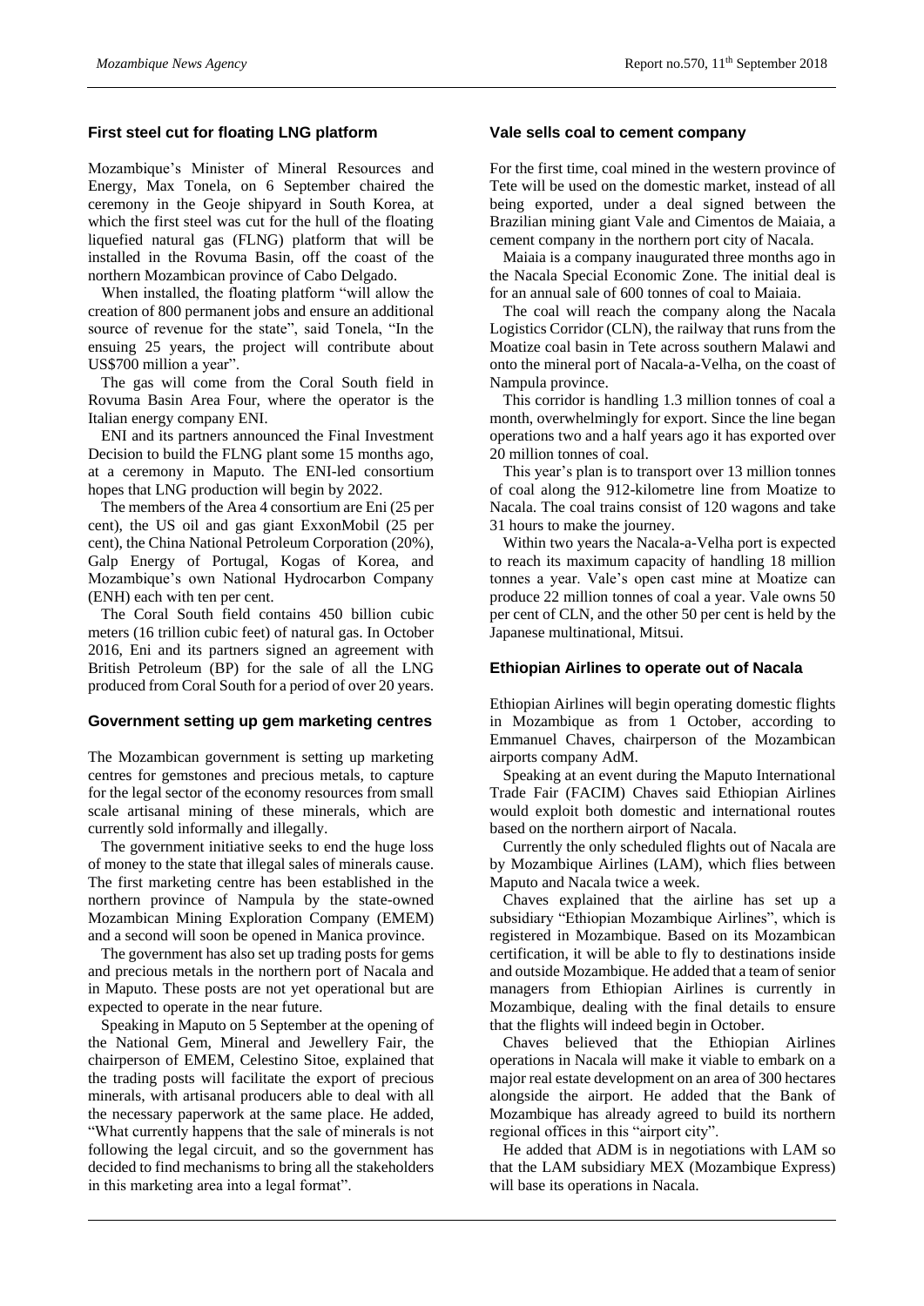## First steel cut for floating LNG platform

Mozambique's Minister of Mineral Resources and Energy, Max Tonela, on 6 September chaired the ceremony in the Geoje shipyard in South Korea, at which the first steel was cut for the hull of the floating liquefied natural gas (FLNG) platform that will be installed in the Rovuma Basin, off the coast of the northern Mozambican province of Cabo Delgado.

When installed, the floating platform "will allow the creation of 800 permanent jobs and ensure an additional source of revenue for the state", said Tonela, "In the ensuing 25 years, the project will contribute about US$700 million a year".

The gas will come from the Coral South field in Rovuma Basin Area Four, where the operator is the Italian energy company ENI.

ENI and its partners announced the Final Investment Decision to build the FLNG plant some 15 months ago, at a ceremony in Maputo. The ENI-led consortium hopes that LNG production will begin by 2022.

The members of the Area 4 consortium are Eni (25 per cent), the US oil and gas giant ExxonMobil (25 per cent), the China National Petroleum Corporation (20%), Galp Energy of Portugal, Kogas of Korea, and Mozambique's own National Hydrocarbon Company (ENH) each with ten per cent.

The Coral South field contains 450 billion cubic meters (16 trillion cubic feet) of natural gas. In October 2016, Eni and its partners signed an agreement with British Petroleum (BP) for the sale of all the LNG produced from Coral South for a period of over 20 years.

## Government setting up gem marketing centres

The Mozambican government is setting up marketing centres for gemstones and precious metals, to capture for the legal sector of the economy resources from small scale artisanal mining of these minerals, which are currently sold informally and illegally.

The government initiative seeks to end the huge loss of money to the state that illegal sales of minerals cause. The first marketing centre has been established in the northern province of Nampula by the state-owned Mozambican Mining Exploration Company (EMEM) and a second will soon be opened in Manica province.

The government has also set up trading posts for gems and precious metals in the northern port of Nacala and in Maputo. These posts are not yet operational but are expected to operate in the near future.

Speaking in Maputo on 5 September at the opening of the National Gem, Mineral and Jewellery Fair, the chairperson of EMEM, Celestino Sitoe, explained that the trading posts will facilitate the export of precious minerals, with artisanal producers able to deal with all the necessary paperwork at the same place. He added, "What currently happens that the sale of minerals is not following the legal circuit, and so the government has decided to find mechanisms to bring all the stakeholders in this marketing area into a legal format".

## Vale sells coal to cement company

For the first time, coal mined in the western province of Tete will be used on the domestic market, instead of all being exported, under a deal signed between the Brazilian mining giant Vale and Cimentos de Maiaia, a cement company in the northern port city of Nacala.

Maiaia is a company inaugurated three months ago in the Nacala Special Economic Zone. The initial deal is for an annual sale of 600 tonnes of coal to Maiaia.

The coal will reach the company along the Nacala Logistics Corridor (CLN), the railway that runs from the Moatize coal basin in Tete across southern Malawi and onto the mineral port of Nacala-a-Velha, on the coast of Nampula province.

This corridor is handling 1.3 million tonnes of coal a month, overwhelmingly for export. Since the line began operations two and a half years ago it has exported over 20 million tonnes of coal.

This year's plan is to transport over 13 million tonnes of coal along the 912-kilometre line from Moatize to Nacala. The coal trains consist of 120 wagons and take 31 hours to make the journey.

Within two years the Nacala-a-Velha port is expected to reach its maximum capacity of handling 18 million tonnes a year. Vale's open cast mine at Moatize can produce 22 million tonnes of coal a year. Vale owns 50 per cent of CLN, and the other 50 per cent is held by the Japanese multinational, Mitsui.

## Ethiopian Airlines to operate out of Nacala

Ethiopian Airlines will begin operating domestic flights in Mozambique as from 1 October, according to Emmanuel Chaves, chairperson of the Mozambican airports company AdM.

Speaking at an event during the Maputo International Trade Fair (FACIM) Chaves said Ethiopian Airlines would exploit both domestic and international routes based on the northern airport of Nacala.

Currently the only scheduled flights out of Nacala are by Mozambique Airlines (LAM), which flies between Maputo and Nacala twice a week.

Chaves explained that the airline has set up a subsidiary "Ethiopian Mozambique Airlines", which is registered in Mozambique. Based on its Mozambican certification, it will be able to fly to destinations inside and outside Mozambique. He added that a team of senior managers from Ethiopian Airlines is currently in Mozambique, dealing with the final details to ensure that the flights will indeed begin in October.

Chaves believed that the Ethiopian Airlines operations in Nacala will make it viable to embark on a major real estate development on an area of 300 hectares alongside the airport. He added that the Bank of Mozambique has already agreed to build its northern regional offices in this "airport city".

He added that ADM is in negotiations with LAM so that the LAM subsidiary MEX (Mozambique Express) will base its operations in Nacala.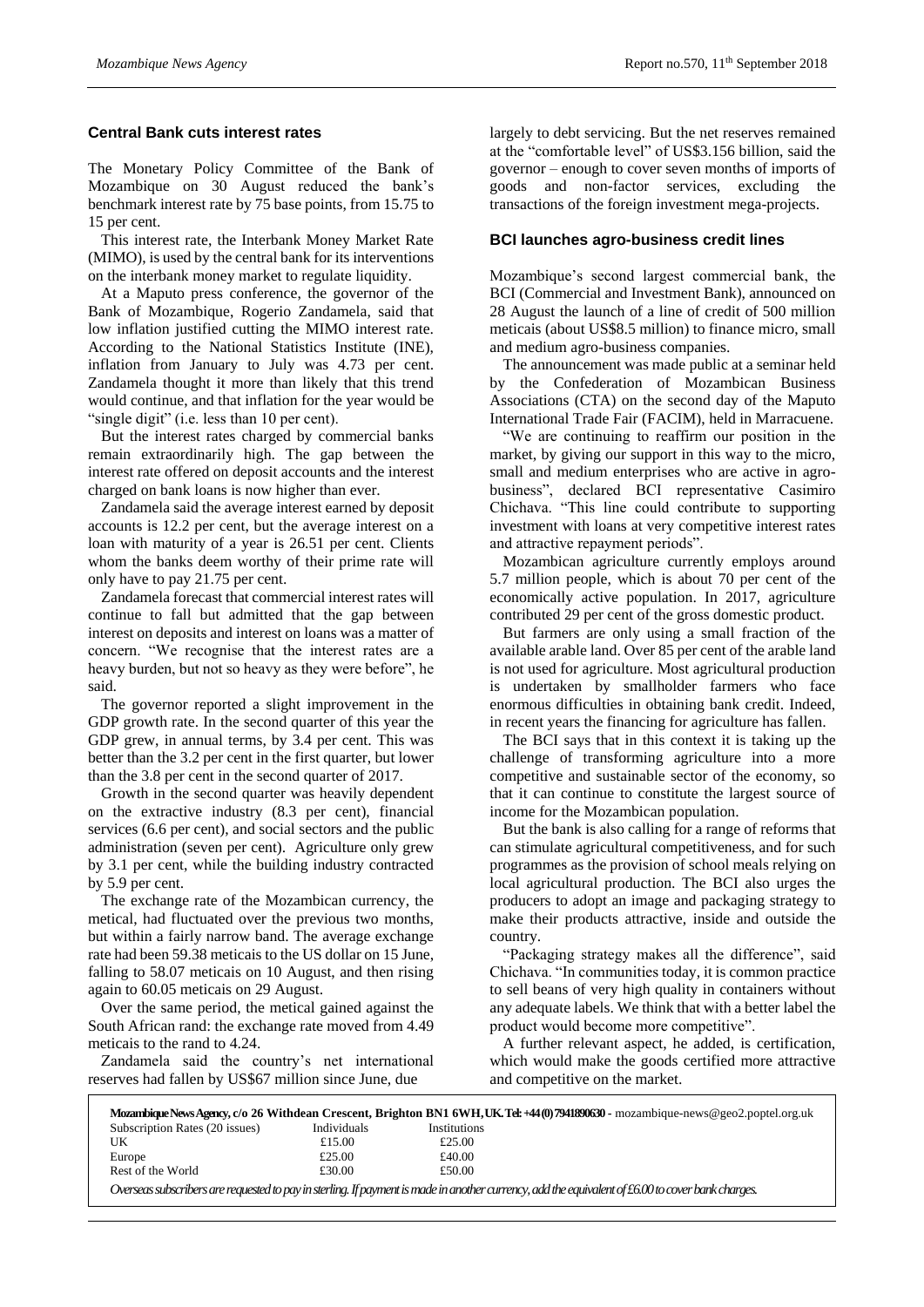## Central Bank cuts interest rates

The Monetary Policy Committee of the Bank of Mozambique on 30 August reduced the bank's benchmark interest rate by 75 base points, from 15.75 to 15 per cent.

This interest rate, the Interbank Money Market Rate (MIMO), is used by the central bank for its interventions on the interbank money market to regulate liquidity.

At a Maputo press conference, the governor of the Bank of Mozambique, Rogerio Zandamela, said that low inflation justified cutting the MIMO interest rate. According to the National Statistics Institute (INE), inflation from January to July was 4.73 per cent. Zandamela thought it more than likely that this trend would continue, and that inflation for the year would be "single digit" (i.e. less than 10 per cent).

But the interest rates charged by commercial banks remain extraordinarily high. The gap between the interest rate offered on deposit accounts and the interest charged on bank loans is now higher than ever.

Zandamela said the average interest earned by deposit accounts is 12.2 per cent, but the average interest on a loan with maturity of a year is 26.51 per cent. Clients whom the banks deem worthy of their prime rate will only have to pay 21.75 per cent.

Zandamela forecast that commercial interest rates will continue to fall but admitted that the gap between interest on deposits and interest on loans was a matter of concern. "We recognise that the interest rates are a heavy burden, but not so heavy as they were before", he said.

The governor reported a slight improvement in the GDP growth rate. In the second quarter of this year the GDP grew, in annual terms, by 3.4 per cent. This was better than the 3.2 per cent in the first quarter, but lower than the 3.8 per cent in the second quarter of 2017.

Growth in the second quarter was heavily dependent on the extractive industry (8.3 per cent), financial services (6.6 per cent), and social sectors and the public administration (seven per cent). Agriculture only grew by 3.1 per cent, while the building industry contracted by 5.9 per cent.

The exchange rate of the Mozambican currency, the metical, had fluctuated over the previous two months, but within a fairly narrow band. The average exchange rate had been 59.38 meticais to the US dollar on 15 June, falling to 58.07 meticais on 10 August, and then rising again to 60.05 meticais on 29 August.

Over the same period, the metical gained against the South African rand: the exchange rate moved from 4.49 meticais to the rand to 4.24.

Zandamela said the country's net international reserves had fallen by US$67 million since June, due largely to debt servicing. But the net reserves remained at the "comfortable level" of US$3.156 billion, said the governor – enough to cover seven months of imports of goods and non-factor services, excluding the transactions of the foreign investment mega-projects.

## BCI launches agro-business credit lines

Mozambique's second largest commercial bank, the BCI (Commercial and Investment Bank), announced on 28 August the launch of a line of credit of 500 million meticais (about US$8.5 million) to finance micro, small and medium agro-business companies.

The announcement was made public at a seminar held by the Confederation of Mozambican Business Associations (CTA) on the second day of the Maputo International Trade Fair (FACIM), held in Marracuene.

"We are continuing to reaffirm our position in the market, by giving our support in this way to the micro, small and medium enterprises who are active in agro-business", declared BCI representative Casimiro Chichava. "This line could contribute to supporting investment with loans at very competitive interest rates and attractive repayment periods".

Mozambican agriculture currently employs around 5.7 million people, which is about 70 per cent of the economically active population. In 2017, agriculture contributed 29 per cent of the gross domestic product.

But farmers are only using a small fraction of the available arable land. Over 85 per cent of the arable land is not used for agriculture. Most agricultural production is undertaken by smallholder farmers who face enormous difficulties in obtaining bank credit. Indeed, in recent years the financing for agriculture has fallen.

The BCI says that in this context it is taking up the challenge of transforming agriculture into a more competitive and sustainable sector of the economy, so that it can continue to constitute the largest source of income for the Mozambican population.

But the bank is also calling for a range of reforms that can stimulate agricultural competitiveness, and for such programmes as the provision of school meals relying on local agricultural production. The BCI also urges the producers to adopt an image and packaging strategy to make their products attractive, inside and outside the country.

"Packaging strategy makes all the difference", said Chichava. "In communities today, it is common practice to sell beans of very high quality in containers without any adequate labels. We think that with a better label the product would become more competitive".

A further relevant aspect, he added, is certification, which would make the goods certified more attractive and competitive on the market.

**Mozambique News Agency, c/o 26 Withdean Crescent, Brighton BN1 6WH, UK. Tel: +44 (0) 7941890630** - mozambique-news@geo2.poptel.org.uk

| Subscription Rates (20 issues) | Individuals | Institutions |
|---|---|---|
| UK | £15.00 | £25.00 |
| Europe | £25.00 | £40.00 |
| Rest of the World | £30.00 | £50.00 |

*Overseas subscribers are requested to pay in sterling. If payment is made in another currency, add the equivalent of £6.00 to cover bank charges.*